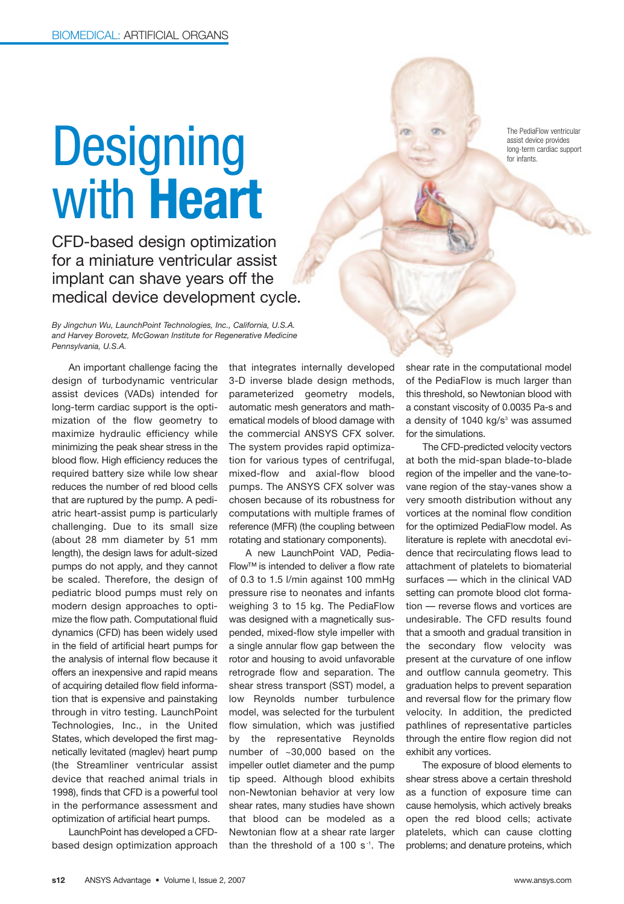# Designing with **Heart**

## CFD-based design optimization for a miniature ventricular assist implant can shave years off the medical device development cycle.

*By Jingchun Wu, LaunchPoint Technologies, Inc., California, U.S.A. and Harvey Borovetz, McGowan Institute for Regenerative Medicine Pennsylvania, U.S.A.*

The PediaFlow ventricular assist device provides long-term cardiac support for infants.

An important challenge facing the design of turbodynamic ventricular assist devices (VADs) intended for long-term cardiac support is the optimization of the flow geometry to maximize hydraulic efficiency while minimizing the peak shear stress in the blood flow. High efficiency reduces the required battery size while low shear reduces the number of red blood cells that are ruptured by the pump. A pediatric heart-assist pump is particularly challenging. Due to its small size (about 28 mm diameter by 51 mm length), the design laws for adult-sized pumps do not apply, and they cannot be scaled. Therefore, the design of pediatric blood pumps must rely on modern design approaches to optimize the flow path. Computational fluid dynamics (CFD) has been widely used in the field of artificial heart pumps for the analysis of internal flow because it offers an inexpensive and rapid means of acquiring detailed flow field information that is expensive and painstaking through in vitro testing. LaunchPoint Technologies, Inc., in the United States, which developed the first magnetically levitated (maglev) heart pump (the Streamliner ventricular assist device that reached animal trials in 1998), finds that CFD is a powerful tool in the performance assessment and optimization of artificial heart pumps.

LaunchPoint has developed a CFD-based design optimization approach that integrates internally developed 3-D inverse blade design methods, parameterized geometry models, automatic mesh generators and mathematical models of blood damage with the commercial ANSYS CFX solver. The system provides rapid optimization for various types of centrifugal, mixed-flow and axial-flow blood pumps. The ANSYS CFX solver was chosen because of its robustness for computations with multiple frames of reference (MFR) (the coupling between rotating and stationary components).

A new LaunchPoint VAD, PediaFlow™ is intended to deliver a flow rate of 0.3 to 1.5 l/min against 100 mmHg pressure rise to neonates and infants weighing 3 to 15 kg. The PediaFlow was designed with a magnetically suspended, mixed-flow style impeller with a single annular flow gap between the rotor and housing to avoid unfavorable retrograde flow and separation. The shear stress transport (SST) model, a low Reynolds number turbulence model, was selected for the turbulent flow simulation, which was justified by the representative Reynolds number of ~30,000 based on the impeller outlet diameter and the pump tip speed. Although blood exhibits non-Newtonian behavior at very low shear rates, many studies have shown that blood can be modeled as a Newtonian flow at a shear rate larger than the threshold of a 100 $s^{-1}$. The shear rate in the computational model of the PediaFlow is much larger than this threshold, so Newtonian blood with a constant viscosity of 0.0035 Pa-s and a density of 1040 $kg/s^3$ was assumed for the simulations.

The CFD-predicted velocity vectors at both the mid-span blade-to-blade region of the impeller and the vane-to-vane region of the stay-vanes show a very smooth distribution without any vortices at the nominal flow condition for the optimized PediaFlow model. As literature is replete with anecdotal evidence that recirculating flows lead to attachment of platelets to biomaterial surfaces — which in the clinical VAD setting can promote blood clot formation — reverse flows and vortices are undesirable. The CFD results found that a smooth and gradual transition in the secondary flow velocity was present at the curvature of one inflow and outflow cannula geometry. This graduation helps to prevent separation and reversal flow for the primary flow velocity. In addition, the predicted pathlines of representative particles through the entire flow region did not exhibit any vortices.

The exposure of blood elements to shear stress above a certain threshold as a function of exposure time can cause hemolysis, which actively breaks open the red blood cells; activate platelets, which can cause clotting problems; and denature proteins, which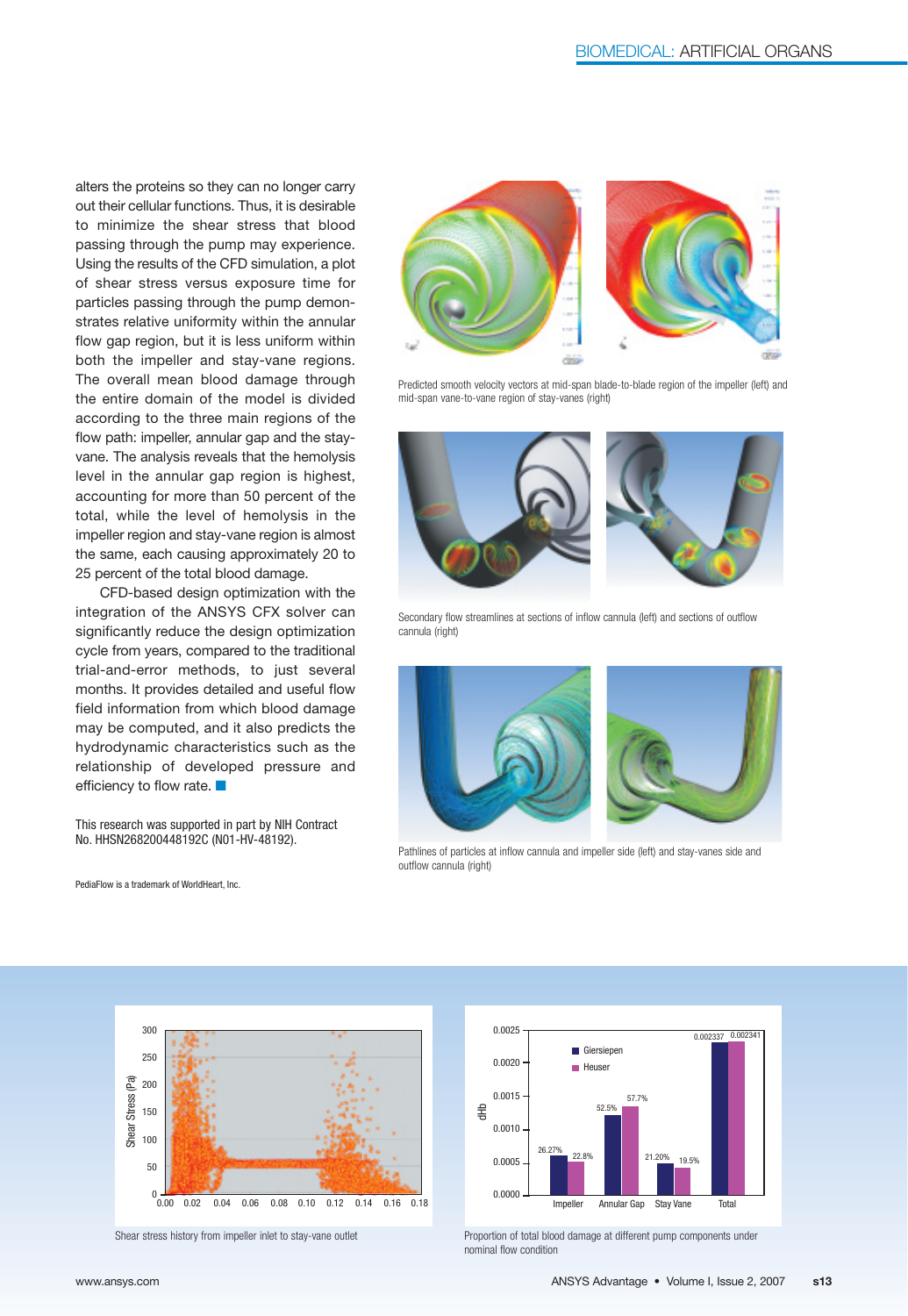alters the proteins so they can no longer carry out their cellular functions. Thus, it is desirable to minimize the shear stress that blood passing through the pump may experience. Using the results of the CFD simulation, a plot of shear stress versus exposure time for particles passing through the pump demonstrates relative uniformity within the annular flow gap region, but it is less uniform within both the impeller and stay-vane regions. The overall mean blood damage through the entire domain of the model is divided according to the three main regions of the flow path: impeller, annular gap and the stay-vane. The analysis reveals that the hemolysis level in the annular gap region is highest, accounting for more than 50 percent of the total, while the level of hemolysis in the impeller region and stay-vane region is almost the same, each causing approximately 20 to 25 percent of the total blood damage.

CFD-based design optimization with the integration of the ANSYS CFX solver can significantly reduce the design optimization cycle from years, compared to the traditional trial-and-error methods, to just several months. It provides detailed and useful flow field information from which blood damage may be computed, and it also predicts the hydrodynamic characteristics such as the relationship of developed pressure and efficiency to flow rate. ■

This research was supported in part by NIH Contract No. HHSN268200448192C (N01-HV-48192).

PediaFlow is a trademark of WorldHeart, Inc.

Predicted smooth velocity vectors at mid-span blade-to-blade region of the impeller (left) and mid-span vane-to-vane region of stay-vanes (right)

Secondary flow streamlines at sections of inflow cannula (left) and sections of outflow cannula (right)

Pathlines of particles at inflow cannula and impeller side (left) and stay-vanes side and outflow cannula (right)

Shear Stress (Pa)
300
250
200
150
100
50
0
0.00 0.02 0.04 0.06 0.08 0.10 0.12 0.14 0.16 0.18

Shear stress history from impeller inlet to stay-vane outlet

dHb
0.0025
0.0020
0.0015
0.0010
0.0005
0.0000
Giersiepen
Heuser
26.27% 22.8%
52.5% 57.7%
21.20% 19.5%
0.002337 0.002341
Impeller Annular Gap Stay Vane Total

Proportion of total blood damage at different pump components under nominal flow condition